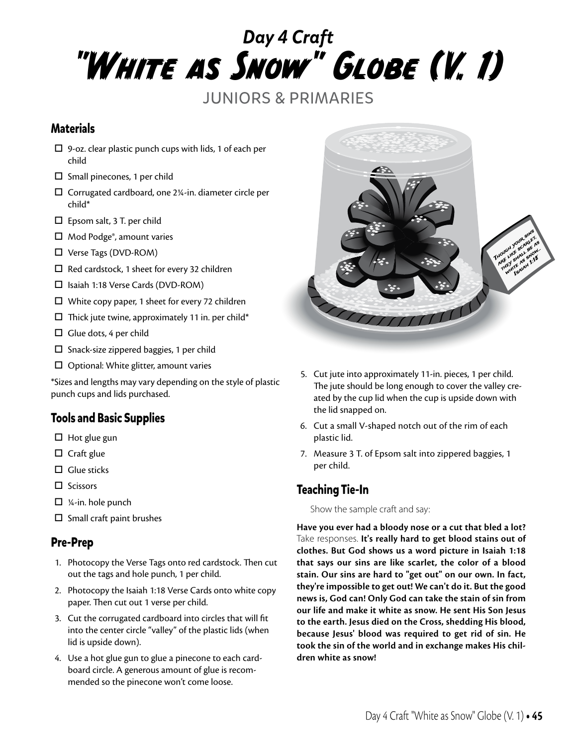## Day 4 Craft

# "White as Snow" Globe (V. 1)

JUNIORS & PRIMARIES

## Materials

- ☐ 9-oz. clear plastic punch cups with lids, 1 of each per child
- ☐ Small pinecones, 1 per child
- ☐ Corrugated cardboard, one 2¼-in. diameter circle per child*
- ☐ Epsom salt, 3 T. per child
- ☐ Mod Podge®, amount varies
- ☐ Verse Tags (DVD-ROM)
- ☐ Red cardstock, 1 sheet for every 32 children
- ☐ Isaiah 1:18 Verse Cards (DVD-ROM)
- ☐ White copy paper, 1 sheet for every 72 children
- ☐ Thick jute twine, approximately 11 in. per child*
- ☐ Glue dots, 4 per child
- ☐ Snack-size zippered baggies, 1 per child
- ☐ Optional: White glitter, amount varies

*Sizes and lengths may vary depending on the style of plastic punch cups and lids purchased.

## Tools and Basic Supplies

- ☐ Hot glue gun
- ☐ Craft glue
- ☐ Glue sticks
- ☐ Scissors
- ☐ ¼-in. hole punch
- ☐ Small craft paint brushes

## Pre-Prep

1. Photocopy the Verse Tags onto red cardstock. Then cut out the tags and hole punch, 1 per child.
2. Photocopy the Isaiah 1:18 Verse Cards onto white copy paper. Then cut out 1 verse per child.
3. Cut the corrugated cardboard into circles that will fit into the center circle "valley" of the plastic lids (when lid is upside down).
4. Use a hot glue gun to glue a pinecone to each cardboard circle. A generous amount of glue is recommended so the pinecone won't come loose.
5. Cut jute into approximately 11-in. pieces, 1 per child. The jute should be long enough to cover the valley created by the cup lid when the cup is upside down with the lid snapped on.
6. Cut a small V-shaped notch out of the rim of each plastic lid.
7. Measure 3 T. of Epsom salt into zippered baggies, 1 per child.

## Teaching Tie-In

Show the sample craft and say:

**Have you ever had a bloody nose or a cut that bled a lot?** Take responses. **It's really hard to get blood stains out of clothes. But God shows us a word picture in Isaiah 1:18 that says our sins are like scarlet, the color of a blood stain. Our sins are hard to "get out" on our own. In fact, they're impossible to get out! We can't do it. But the good news is, God can! Only God can take the stain of sin from our life and make it white as snow. He sent His Son Jesus to the earth. Jesus died on the Cross, shedding His blood, because Jesus' blood was required to get rid of sin. He took the sin of the world and in exchange makes His children white as snow!**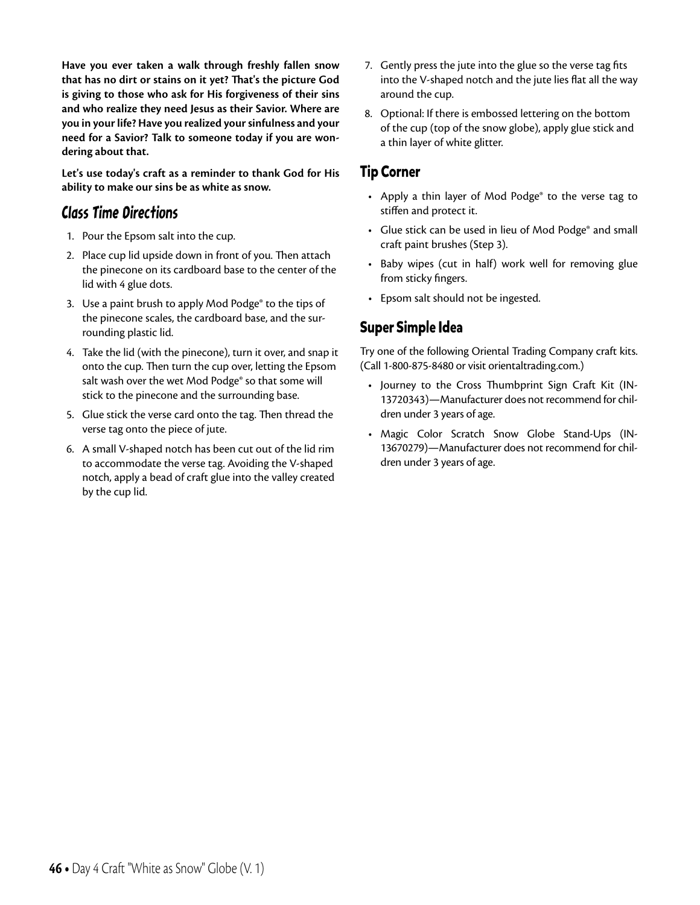**Have you ever taken a walk through freshly fallen snow that has no dirt or stains on it yet? That's the picture God is giving to those who ask for His forgiveness of their sins and who realize they need Jesus as their Savior. Where are you in your life? Have you realized your sinfulness and your need for a Savior? Talk to someone today if you are wondering about that.**

**Let's use today's craft as a reminder to thank God for His ability to make our sins be as white as snow.**

## Class Time Directions

1. Pour the Epsom salt into the cup.
2. Place cup lid upside down in front of you. Then attach the pinecone on its cardboard base to the center of the lid with 4 glue dots.
3. Use a paint brush to apply Mod Podge® to the tips of the pinecone scales, the cardboard base, and the surrounding plastic lid.
4. Take the lid (with the pinecone), turn it over, and snap it onto the cup. Then turn the cup over, letting the Epsom salt wash over the wet Mod Podge® so that some will stick to the pinecone and the surrounding base.
5. Glue stick the verse card onto the tag. Then thread the verse tag onto the piece of jute.
6. A small V-shaped notch has been cut out of the lid rim to accommodate the verse tag. Avoiding the V-shaped notch, apply a bead of craft glue into the valley created by the cup lid.
7. Gently press the jute into the glue so the verse tag fits into the V-shaped notch and the jute lies flat all the way around the cup.
8. Optional: If there is embossed lettering on the bottom of the cup (top of the snow globe), apply glue stick and a thin layer of white glitter.

## Tip Corner

- Apply a thin layer of Mod Podge® to the verse tag to stiffen and protect it.
- Glue stick can be used in lieu of Mod Podge® and small craft paint brushes (Step 3).
- Baby wipes (cut in half) work well for removing glue from sticky fingers.
- Epsom salt should not be ingested.

## Super Simple Idea

Try one of the following Oriental Trading Company craft kits. (Call 1-800-875-8480 or visit orientaltrading.com.)

- Journey to the Cross Thumbprint Sign Craft Kit (IN-13720343)—Manufacturer does not recommend for children under 3 years of age.
- Magic Color Scratch Snow Globe Stand-Ups (IN-13670279)—Manufacturer does not recommend for children under 3 years of age.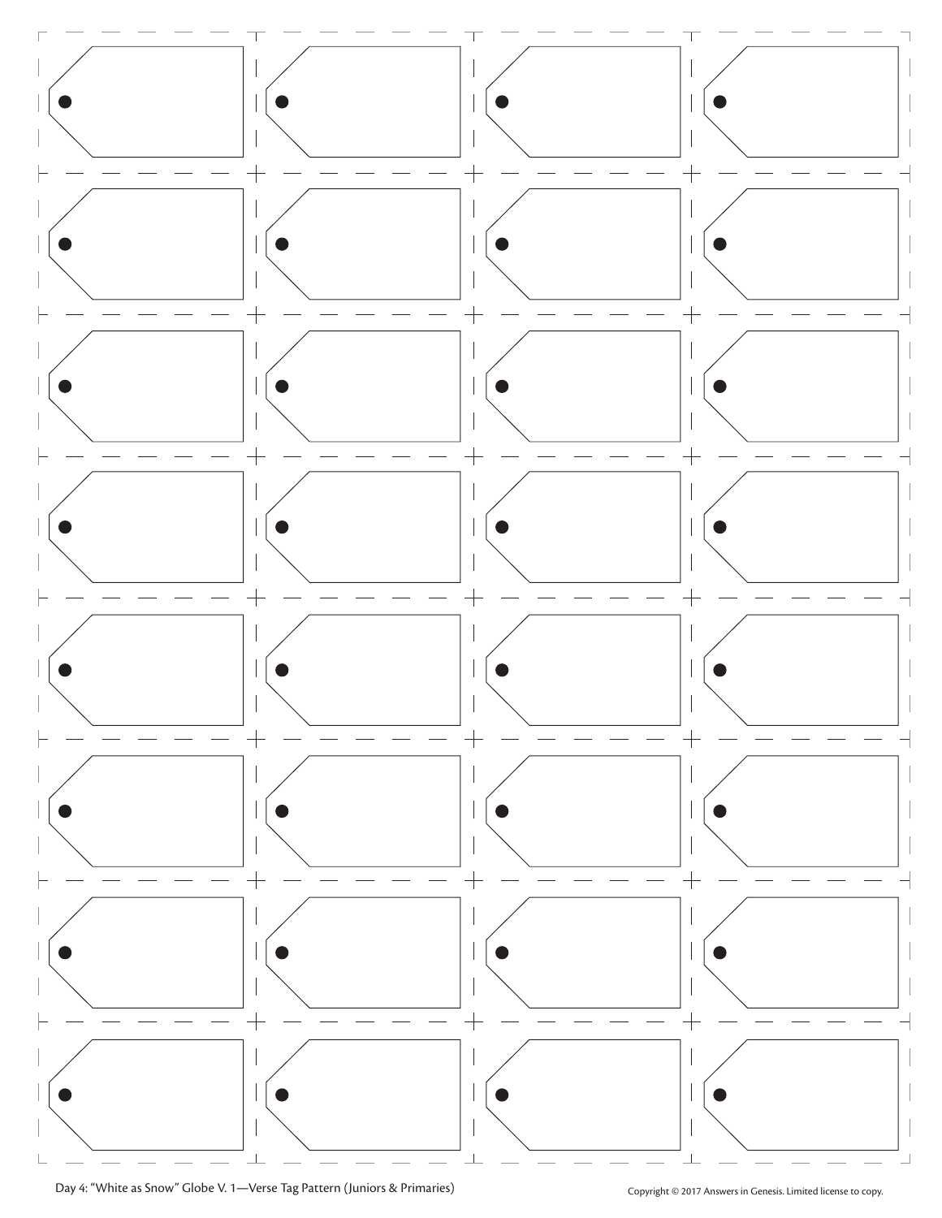Day 4: "White as Snow" Globe V. 1—Verse Tag Pattern (Juniors & Primaries)

Copyright © 2017 Answers in Genesis. Limited license to copy.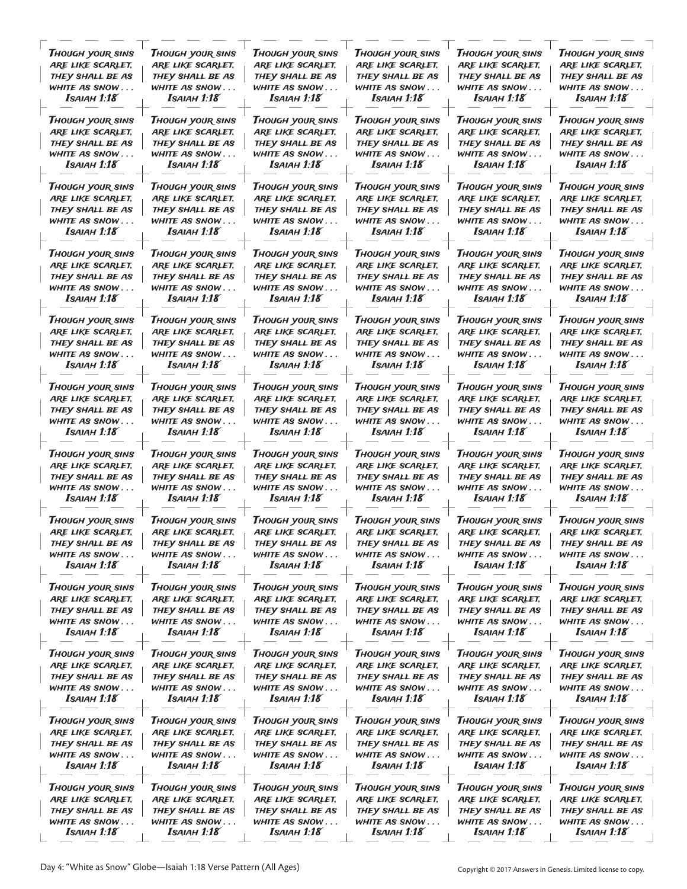| Though your sins are like scarlet, they shall be as white as snow . . . Isaiah 1:18 | Though your sins are like scarlet, they shall be as white as snow . . . Isaiah 1:18 | Though your sins are like scarlet, they shall be as white as snow . . . Isaiah 1:18 | Though your sins are like scarlet, they shall be as white as snow . . . Isaiah 1:18 | Though your sins are like scarlet, they shall be as white as snow . . . Isaiah 1:18 | Though your sins are like scarlet, they shall be as white as snow . . . Isaiah 1:18 |
|---|---|---|---|---|---|
| Though your sins are like scarlet, they shall be as white as snow . . . Isaiah 1:18 | Though your sins are like scarlet, they shall be as white as snow . . . Isaiah 1:18 | Though your sins are like scarlet, they shall be as white as snow . . . Isaiah 1:18 | Though your sins are like scarlet, they shall be as white as snow . . . Isaiah 1:18 | Though your sins are like scarlet, they shall be as white as snow . . . Isaiah 1:18 | Though your sins are like scarlet, they shall be as white as snow . . . Isaiah 1:18 |
| Though your sins are like scarlet, they shall be as white as snow . . . Isaiah 1:18 | Though your sins are like scarlet, they shall be as white as snow . . . Isaiah 1:18 | Though your sins are like scarlet, they shall be as white as snow . . . Isaiah 1:18 | Though your sins are like scarlet, they shall be as white as snow . . . Isaiah 1:18 | Though your sins are like scarlet, they shall be as white as snow . . . Isaiah 1:18 | Though your sins are like scarlet, they shall be as white as snow . . . Isaiah 1:18 |
| Though your sins are like scarlet, they shall be as white as snow . . . Isaiah 1:18 | Though your sins are like scarlet, they shall be as white as snow . . . Isaiah 1:18 | Though your sins are like scarlet, they shall be as white as snow . . . Isaiah 1:18 | Though your sins are like scarlet, they shall be as white as snow . . . Isaiah 1:18 | Though your sins are like scarlet, they shall be as white as snow . . . Isaiah 1:18 | Though your sins are like scarlet, they shall be as white as snow . . . Isaiah 1:18 |
| Though your sins are like scarlet, they shall be as white as snow . . . Isaiah 1:18 | Though your sins are like scarlet, they shall be as white as snow . . . Isaiah 1:18 | Though your sins are like scarlet, they shall be as white as snow . . . Isaiah 1:18 | Though your sins are like scarlet, they shall be as white as snow . . . Isaiah 1:18 | Though your sins are like scarlet, they shall be as white as snow . . . Isaiah 1:18 | Though your sins are like scarlet, they shall be as white as snow . . . Isaiah 1:18 |
| Though your sins are like scarlet, they shall be as white as snow . . . Isaiah 1:18 | Though your sins are like scarlet, they shall be as white as snow . . . Isaiah 1:18 | Though your sins are like scarlet, they shall be as white as snow . . . Isaiah 1:18 | Though your sins are like scarlet, they shall be as white as snow . . . Isaiah 1:18 | Though your sins are like scarlet, they shall be as white as snow . . . Isaiah 1:18 | Though your sins are like scarlet, they shall be as white as snow . . . Isaiah 1:18 |
| Though your sins are like scarlet, they shall be as white as snow . . . Isaiah 1:18 | Though your sins are like scarlet, they shall be as white as snow . . . Isaiah 1:18 | Though your sins are like scarlet, they shall be as white as snow . . . Isaiah 1:18 | Though your sins are like scarlet, they shall be as white as snow . . . Isaiah 1:18 | Though your sins are like scarlet, they shall be as white as snow . . . Isaiah 1:18 | Though your sins are like scarlet, they shall be as white as snow . . . Isaiah 1:18 |
| Though your sins are like scarlet, they shall be as white as snow . . . Isaiah 1:18 | Though your sins are like scarlet, they shall be as white as snow . . . Isaiah 1:18 | Though your sins are like scarlet, they shall be as white as snow . . . Isaiah 1:18 | Though your sins are like scarlet, they shall be as white as snow . . . Isaiah 1:18 | Though your sins are like scarlet, they shall be as white as snow . . . Isaiah 1:18 | Though your sins are like scarlet, they shall be as white as snow . . . Isaiah 1:18 |
| Though your sins are like scarlet, they shall be as white as snow . . . Isaiah 1:18 | Though your sins are like scarlet, they shall be as white as snow . . . Isaiah 1:18 | Though your sins are like scarlet, they shall be as white as snow . . . Isaiah 1:18 | Though your sins are like scarlet, they shall be as white as snow . . . Isaiah 1:18 | Though your sins are like scarlet, they shall be as white as snow . . . Isaiah 1:18 | Though your sins are like scarlet, they shall be as white as snow . . . Isaiah 1:18 |
| Though your sins are like scarlet, they shall be as white as snow . . . Isaiah 1:18 | Though your sins are like scarlet, they shall be as white as snow . . . Isaiah 1:18 | Though your sins are like scarlet, they shall be as white as snow . . . Isaiah 1:18 | Though your sins are like scarlet, they shall be as white as snow . . . Isaiah 1:18 | Though your sins are like scarlet, they shall be as white as snow . . . Isaiah 1:18 | Though your sins are like scarlet, they shall be as white as snow . . . Isaiah 1:18 |
| Though your sins are like scarlet, they shall be as white as snow . . . Isaiah 1:18 | Though your sins are like scarlet, they shall be as white as snow . . . Isaiah 1:18 | Though your sins are like scarlet, they shall be as white as snow . . . Isaiah 1:18 | Though your sins are like scarlet, they shall be as white as snow . . . Isaiah 1:18 | Though your sins are like scarlet, they shall be as white as snow . . . Isaiah 1:18 | Though your sins are like scarlet, they shall be as white as snow . . . Isaiah 1:18 |
| Though your sins are like scarlet, they shall be as white as snow . . . Isaiah 1:18 | Though your sins are like scarlet, they shall be as white as snow . . . Isaiah 1:18 | Though your sins are like scarlet, they shall be as white as snow . . . Isaiah 1:18 | Though your sins are like scarlet, they shall be as white as snow . . . Isaiah 1:18 | Though your sins are like scarlet, they shall be as white as snow . . . Isaiah 1:18 | Though your sins are like scarlet, they shall be as white as snow . . . Isaiah 1:18 |

Day 4: "White as Snow" Globe—Isaiah 1:18 Verse Pattern (All Ages)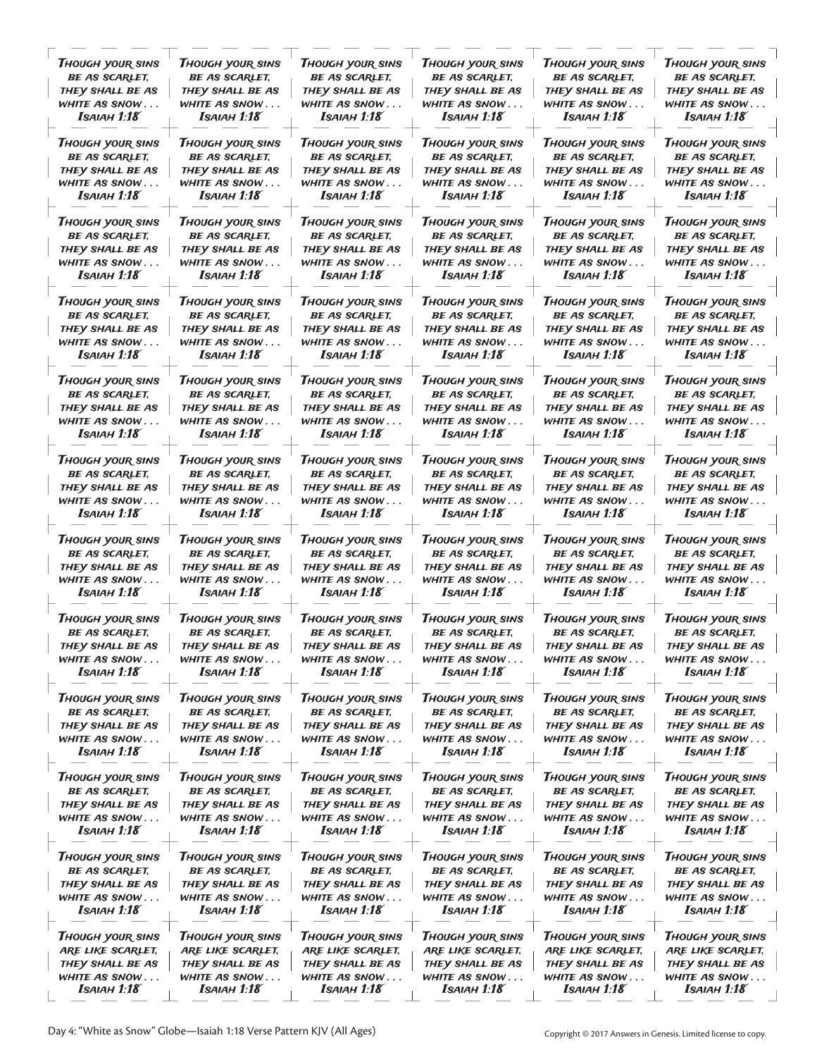| | | | | | |
|---|---|---|---|---|---|
| Though your sins be as scarlet, they shall be as white as snow . . . Isaiah 1:18 | Though your sins be as scarlet, they shall be as white as snow . . . Isaiah 1:18 | Though your sins be as scarlet, they shall be as white as snow . . . Isaiah 1:18 | Though your sins be as scarlet, they shall be as white as snow . . . Isaiah 1:18 | Though your sins be as scarlet, they shall be as white as snow . . . Isaiah 1:18 | Though your sins be as scarlet, they shall be as white as snow . . . Isaiah 1:18 |
| Though your sins be as scarlet, they shall be as white as snow . . . Isaiah 1:18 | Though your sins be as scarlet, they shall be as white as snow . . . Isaiah 1:18 | Though your sins be as scarlet, they shall be as white as snow . . . Isaiah 1:18 | Though your sins be as scarlet, they shall be as white as snow . . . Isaiah 1:18 | Though your sins be as scarlet, they shall be as white as snow . . . Isaiah 1:18 | Though your sins be as scarlet, they shall be as white as snow . . . Isaiah 1:18 |
| Though your sins be as scarlet, they shall be as white as snow . . . Isaiah 1:18 | Though your sins be as scarlet, they shall be as white as snow . . . Isaiah 1:18 | Though your sins be as scarlet, they shall be as white as snow . . . Isaiah 1:18 | Though your sins be as scarlet, they shall be as white as snow . . . Isaiah 1:18 | Though your sins be as scarlet, they shall be as white as snow . . . Isaiah 1:18 | Though your sins be as scarlet, they shall be as white as snow . . . Isaiah 1:18 |
| Though your sins be as scarlet, they shall be as white as snow . . . Isaiah 1:18 | Though your sins be as scarlet, they shall be as white as snow . . . Isaiah 1:18 | Though your sins be as scarlet, they shall be as white as snow . . . Isaiah 1:18 | Though your sins be as scarlet, they shall be as white as snow . . . Isaiah 1:18 | Though your sins be as scarlet, they shall be as white as snow . . . Isaiah 1:18 | Though your sins be as scarlet, they shall be as white as snow . . . Isaiah 1:18 |
| Though your sins be as scarlet, they shall be as white as snow . . . Isaiah 1:18 | Though your sins be as scarlet, they shall be as white as snow . . . Isaiah 1:18 | Though your sins be as scarlet, they shall be as white as snow . . . Isaiah 1:18 | Though your sins be as scarlet, they shall be as white as snow . . . Isaiah 1:18 | Though your sins be as scarlet, they shall be as white as snow . . . Isaiah 1:18 | Though your sins be as scarlet, they shall be as white as snow . . . Isaiah 1:18 |
| Though your sins be as scarlet, they shall be as white as snow . . . Isaiah 1:18 | Though your sins be as scarlet, they shall be as white as snow . . . Isaiah 1:18 | Though your sins be as scarlet, they shall be as white as snow . . . Isaiah 1:18 | Though your sins be as scarlet, they shall be as white as snow . . . Isaiah 1:18 | Though your sins be as scarlet, they shall be as white as snow . . . Isaiah 1:18 | Though your sins be as scarlet, they shall be as white as snow . . . Isaiah 1:18 |
| Though your sins be as scarlet, they shall be as white as snow . . . Isaiah 1:18 | Though your sins be as scarlet, they shall be as white as snow . . . Isaiah 1:18 | Though your sins be as scarlet, they shall be as white as snow . . . Isaiah 1:18 | Though your sins be as scarlet, they shall be as white as snow . . . Isaiah 1:18 | Though your sins be as scarlet, they shall be as white as snow . . . Isaiah 1:18 | Though your sins be as scarlet, they shall be as white as snow . . . Isaiah 1:18 |
| Though your sins be as scarlet, they shall be as white as snow . . . Isaiah 1:18 | Though your sins be as scarlet, they shall be as white as snow . . . Isaiah 1:18 | Though your sins be as scarlet, they shall be as white as snow . . . Isaiah 1:18 | Though your sins be as scarlet, they shall be as white as snow . . . Isaiah 1:18 | Though your sins be as scarlet, they shall be as white as snow . . . Isaiah 1:18 | Though your sins be as scarlet, they shall be as white as snow . . . Isaiah 1:18 |
| Though your sins be as scarlet, they shall be as white as snow . . . Isaiah 1:18 | Though your sins be as scarlet, they shall be as white as snow . . . Isaiah 1:18 | Though your sins be as scarlet, they shall be as white as snow . . . Isaiah 1:18 | Though your sins be as scarlet, they shall be as white as snow . . . Isaiah 1:18 | Though your sins be as scarlet, they shall be as white as snow . . . Isaiah 1:18 | Though your sins be as scarlet, they shall be as white as snow . . . Isaiah 1:18 |
| Though your sins be as scarlet, they shall be as white as snow . . . Isaiah 1:18 | Though your sins be as scarlet, they shall be as white as snow . . . Isaiah 1:18 | Though your sins be as scarlet, they shall be as white as snow . . . Isaiah 1:18 | Though your sins be as scarlet, they shall be as white as snow . . . Isaiah 1:18 | Though your sins be as scarlet, they shall be as white as snow . . . Isaiah 1:18 | Though your sins be as scarlet, they shall be as white as snow . . . Isaiah 1:18 |
| Though your sins be as scarlet, they shall be as white as snow . . . Isaiah 1:18 | Though your sins be as scarlet, they shall be as white as snow . . . Isaiah 1:18 | Though your sins be as scarlet, they shall be as white as snow . . . Isaiah 1:18 | Though your sins be as scarlet, they shall be as white as snow . . . Isaiah 1:18 | Though your sins be as scarlet, they shall be as white as snow . . . Isaiah 1:18 | Though your sins be as scarlet, they shall be as white as snow . . . Isaiah 1:18 |
| Though your sins are like scarlet, they shall be as white as snow . . . Isaiah 1:18 | Though your sins are like scarlet, they shall be as white as snow . . . Isaiah 1:18 | Though your sins are like scarlet, they shall be as white as snow . . . Isaiah 1:18 | Though your sins are like scarlet, they shall be as white as snow . . . Isaiah 1:18 | Though your sins are like scarlet, they shall be as white as snow . . . Isaiah 1:18 | Though your sins are like scarlet, they shall be as white as snow . . . Isaiah 1:18 |

Day 4: "White as Snow" Globe—Isaiah 1:18 Verse Pattern KJV (All Ages)

Copyright © 2017 Answers in Genesis. Limited license to copy.